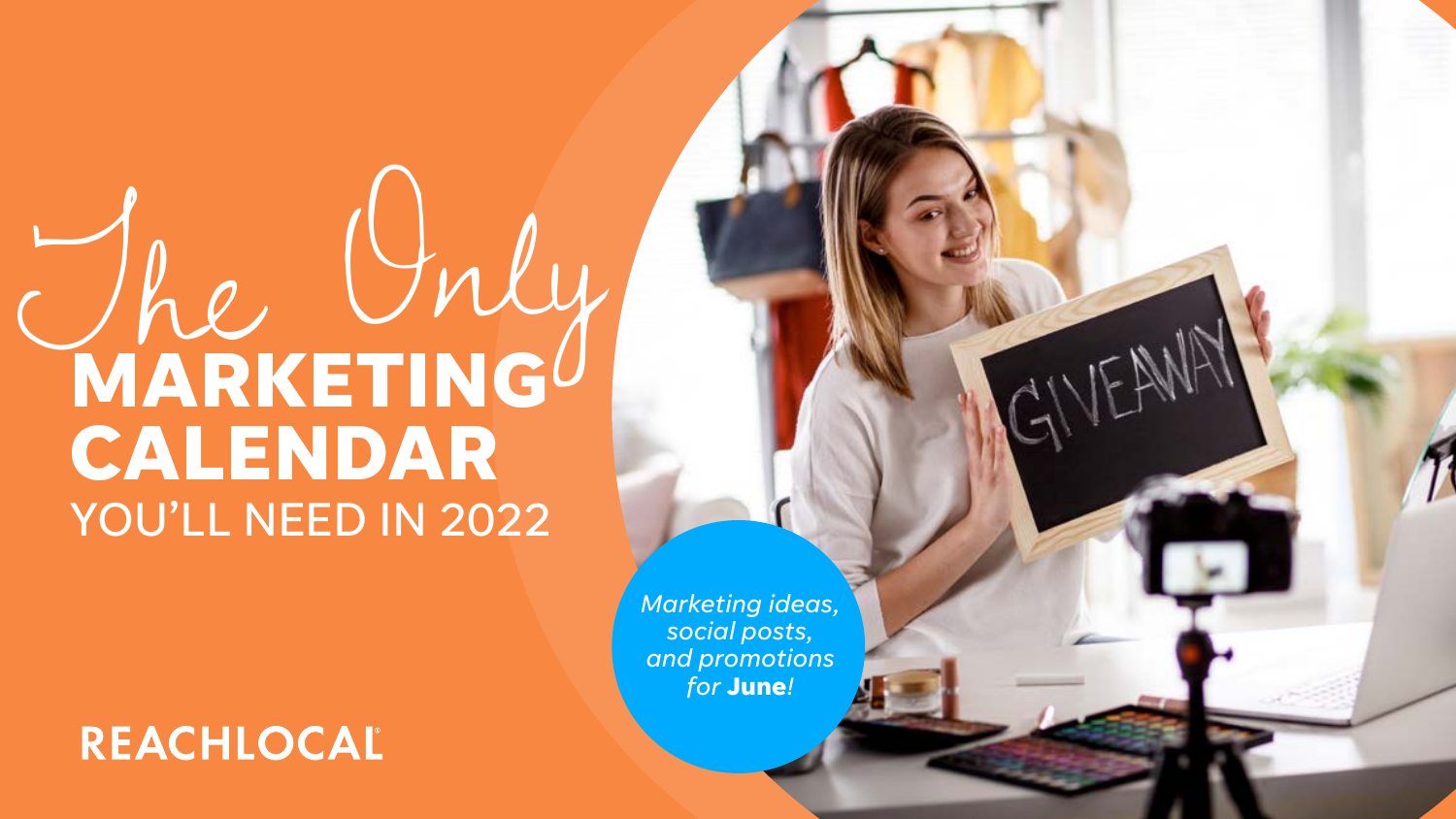# The Only MARKETING CALENDAR YOU'LL NEED IN 2022

*Marketing ideas, social posts, and promotions for **June**!*

REACHLOCAL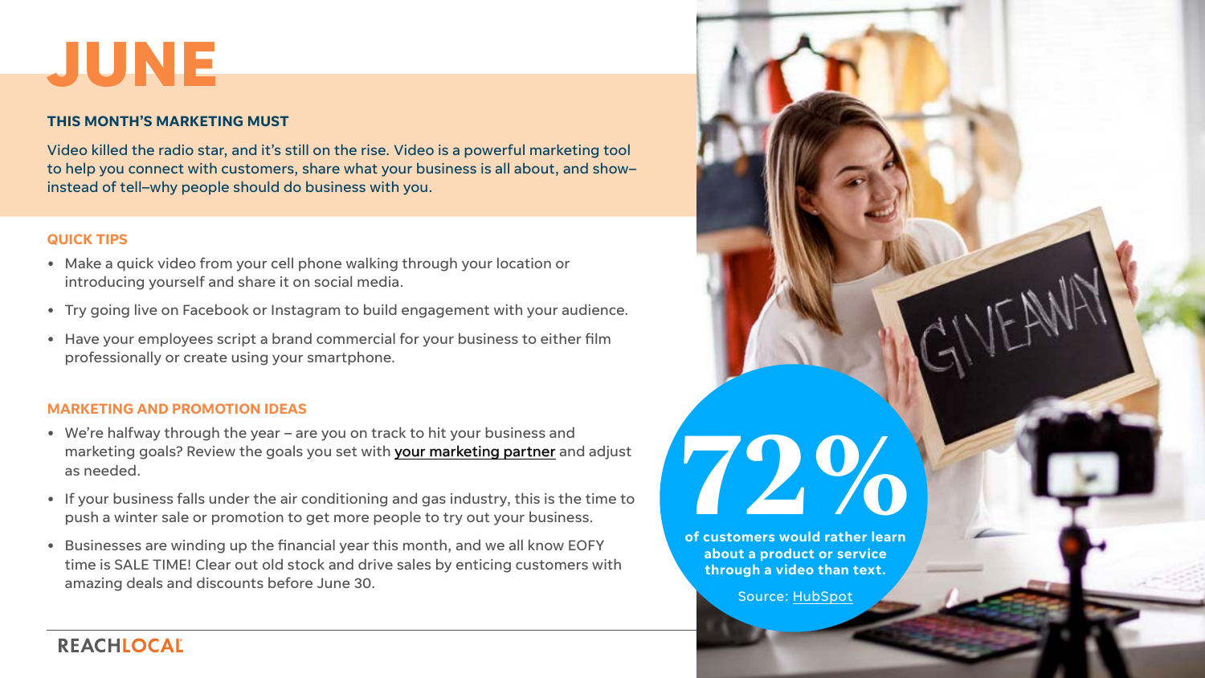# JUNE

## THIS MONTH'S MARKETING MUST

Video killed the radio star, and it's still on the rise. Video is a powerful marketing tool to help you connect with customers, share what your business is all about, and show–instead of tell–why people should do business with you.

### QUICK TIPS

- Make a quick video from your cell phone walking through your location or introducing yourself and share it on social media.
- Try going live on Facebook or Instagram to build engagement with your audience.
- Have your employees script a brand commercial for your business to either film professionally or create using your smartphone.

### MARKETING AND PROMOTION IDEAS

- We're halfway through the year – are you on track to hit your business and marketing goals? Review the goals you set with your marketing partner and adjust as needed.
- If your business falls under the air conditioning and gas industry, this is the time to push a winter sale or promotion to get more people to try out your business.
- Businesses are winding up the financial year this month, and we all know EOFY time is SALE TIME! Clear out old stock and drive sales by enticing customers with amazing deals and discounts before June 30.

**72%**

**of customers would rather learn about a product or service through a video than text.**

Source: HubSpot

REACHLOCAL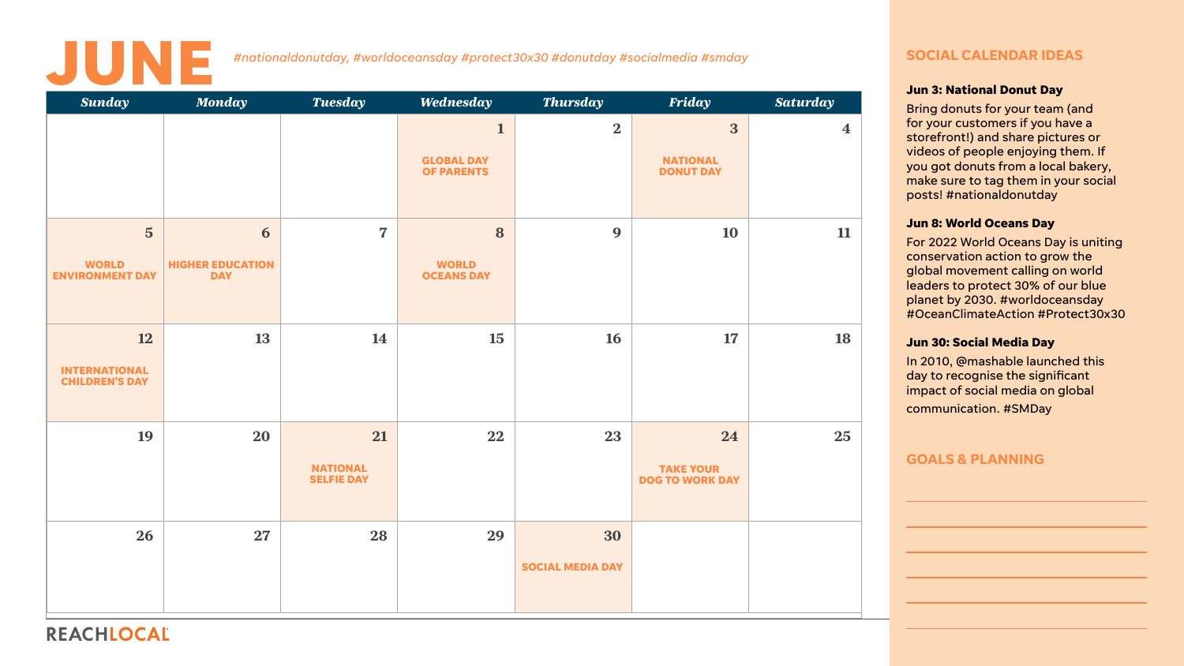# JUNE

*#nationaldonutday, #worldoceansday #protect30x30 #donutday #socialmedia #smday*

| Sunday | Monday | Tuesday | Wednesday | Thursday | Friday | Saturday |
|---|---|---|---|---|---|---|
| | | | 1 GLOBAL DAY OF PARENTS | 2 | 3 NATIONAL DONUT DAY | 4 |
| 5 WORLD ENVIRONMENT DAY | 6 HIGHER EDUCATION DAY | 7 | 8 WORLD OCEANS DAY | 9 | 10 | 11 |
| 12 INTERNATIONAL CHILDREN'S DAY | 13 | 14 | 15 | 16 | 17 | 18 |
| 19 | 20 | 21 NATIONAL SELFIE DAY | 22 | 23 | 24 TAKE YOUR DOG TO WORK DAY | 25 |
| 26 | 27 | 28 | 29 | 30 SOCIAL MEDIA DAY | | |

REACHLOCAL

## SOCIAL CALENDAR IDEAS

**Jun 3: National Donut Day**

Bring donuts for your team (and for your customers if you have a storefront!) and share pictures or videos of people enjoying them. If you got donuts from a local bakery, make sure to tag them in your social posts! #nationaldonutday

**Jun 8: World Oceans Day**

For 2022 World Oceans Day is uniting conservation action to grow the global movement calling on world leaders to protect 30% of our blue planet by 2030. #worldoceansday #OceanClimateAction #Protect30x30

**Jun 30: Social Media Day**

In 2010, @mashable launched this day to recognise the significant impact of social media on global communication. #SMDay

## GOALS & PLANNING